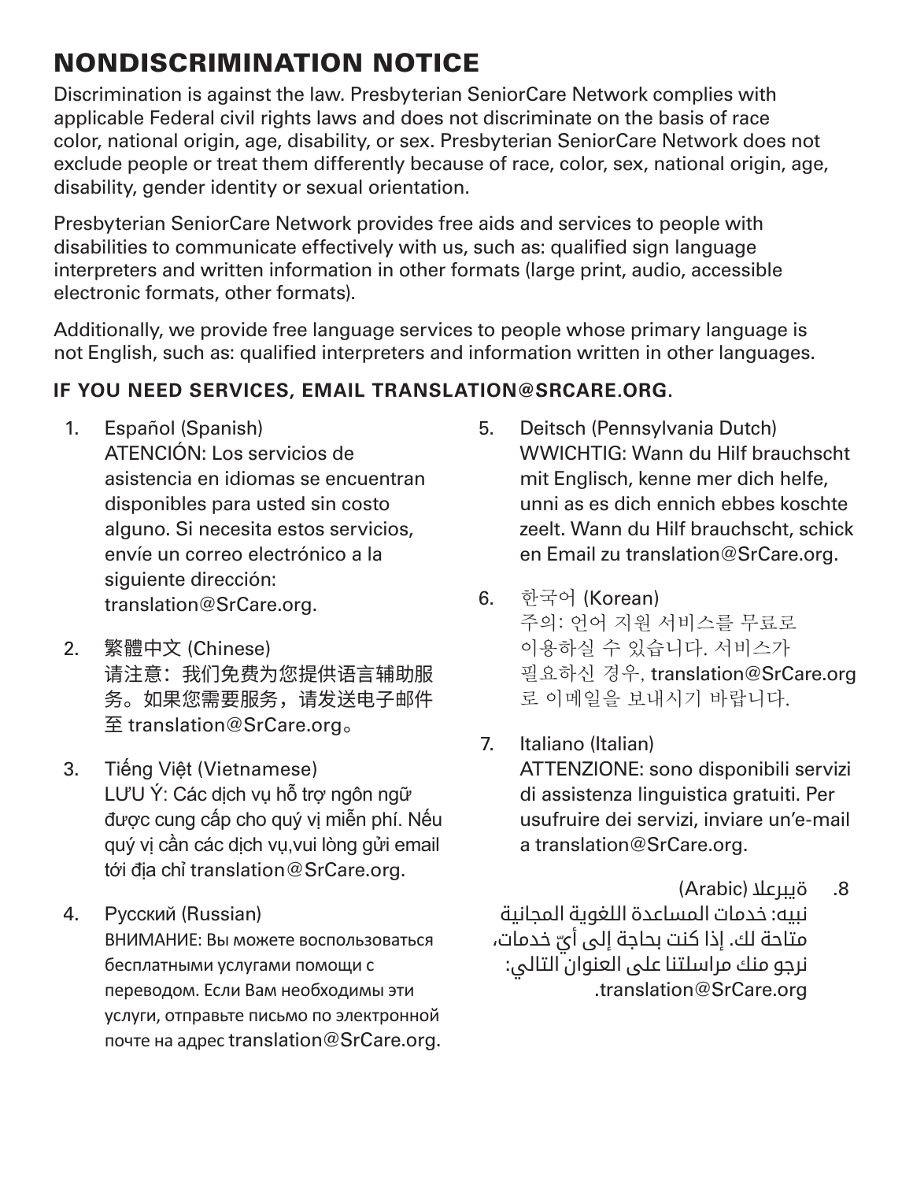# NONDISCRIMINATION NOTICE

Discrimination is against the law. Presbyterian SeniorCare Network complies with applicable Federal civil rights laws and does not discriminate on the basis of race color, national origin, age, disability, or sex. Presbyterian SeniorCare Network does not exclude people or treat them differently because of race, color, sex, national origin, age, disability, gender identity or sexual orientation.

Presbyterian SeniorCare Network provides free aids and services to people with disabilities to communicate effectively with us, such as: qualified sign language interpreters and written information in other formats (large print, audio, accessible electronic formats, other formats).

Additionally, we provide free language services to people whose primary language is not English, such as: qualified interpreters and information written in other languages.

**IF YOU NEED SERVICES, EMAIL TRANSLATION@SRCARE.ORG**.

1. Español (Spanish)
   ATENCIÓN: Los servicios de asistencia en idiomas se encuentran disponibles para usted sin costo alguno. Si necesita estos servicios, envíe un correo electrónico a la siguiente dirección: translation@SrCare.org.

2. 繁體中文 (Chinese)
   请注意：我们免费为您提供语言辅助服务。如果您需要服务，请发送电子邮件至 translation@SrCare.org。

3. Tiếng Việt (Vietnamese)
   LƯU Ý: Các dịch vụ hỗ trợ ngôn ngữ được cung cấp cho quý vị miễn phí. Nếu quý vị cần các dịch vụ,vui lòng gửi email tới địa chỉ translation@SrCare.org.

4. Русский (Russian)
   ВНИМАНИЕ: Вы можете воспользоваться бесплатными услугами помощи с переводом. Если Вам необходимы эти услуги, отправьте письмо по электронной почте на адрес translation@SrCare.org.

5. Deitsch (Pennsylvania Dutch)
   WWICHTIG: Wann du Hilf brauchscht mit Englisch, kenne mer dich helfe, unni as es dich ennich ebbes koschte zeelt. Wann du Hilf brauchscht, schick en Email zu translation@SrCare.org.

6. 한국어 (Korean)
   주의: 언어 지원 서비스를 무료로 이용하실 수 있습니다. 서비스가 필요하신 경우, translation@SrCare.org 로 이메일을 보내시기 바랍니다.

7. Italiano (Italian)
   ATTENZIONE: sono disponibili servizi di assistenza linguistica gratuiti. Per usufruire dei servizi, inviare un'e-mail a translation@SrCare.org.

8. ةيبرعلا (Arabic)
   نبيه: خدمات المساعدة اللغوية المجانية متاحة لك. إذا كنت بحاجة إلى أيّ خدمات، نرجو منك مراسلتنا على العنوان التالي: translation@SrCare.org.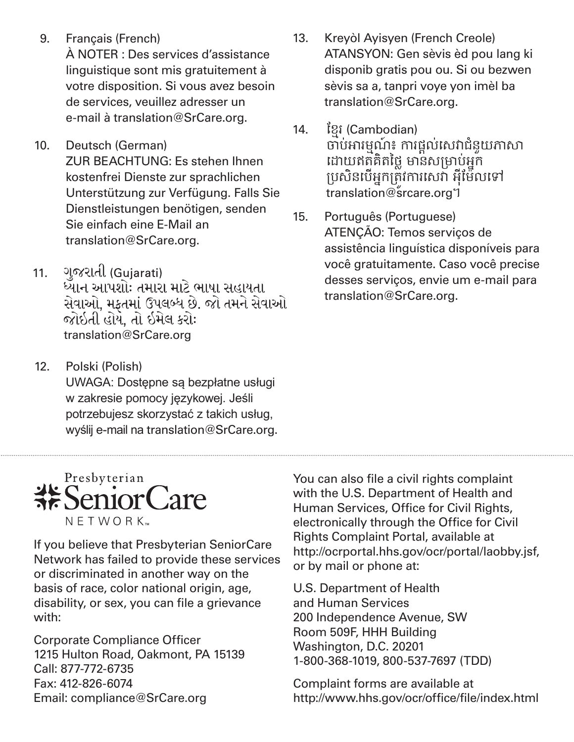9. Français (French)
   À NOTER : Des services d'assistance linguistique sont mis gratuitement à votre disposition. Si vous avez besoin de services, veuillez adresser un e-mail à translation@SrCare.org.

10. Deutsch (German)
    ZUR BEACHTUNG: Es stehen Ihnen kostenfrei Dienste zur sprachlichen Unterstützung zur Verfügung. Falls Sie Dienstleistungen benötigen, senden Sie einfach eine E-Mail an translation@SrCare.org.

11. ગુજરાતી (Gujarati)
    ધ્યાન આપશોઃ તમારા માટે ભાષા સહાયતા સેવાઓ, મફતમાં ઉપલબ્ધ છે. જો તમને સેવાઓ જોઈતી હોય, તો ઈમેલ કરોઃ translation@SrCare.org

12. Polski (Polish)
    UWAGA: Dostępne są bezpłatne usługi w zakresie pomocy językowej. Jeśli potrzebujesz skorzystać z takich usług, wyślij e-mail na translation@SrCare.org.

13. Kreyòl Ayisyen (French Creole)
    ATANSYON: Gen sèvis èd pou lang ki disponib gratis pou ou. Si ou bezwen sèvis sa a, tanpri voye yon imèl ba translation@SrCare.org.

14. ខ្មែរ (Cambodian)
    ចាប់អារម្មណ៍៖ ការផ្តល់សេវាជំនួយភាសា ដោយឥតគិតថ្លៃ មានសម្រាប់អ្នក ប្រសិនបើអ្នកត្រូវការសេវា អ៊ីម៉ែលទៅ translation@srcare.org។

15. Português (Portuguese)
    ATENÇÃO: Temos serviços de assistência linguística disponíveis para você gratuitamente. Caso você precise desses serviços, envie um e-mail para translation@SrCare.org.

---

Presbyterian SeniorCare NETWORK™

If you believe that Presbyterian SeniorCare Network has failed to provide these services or discriminated in another way on the basis of race, color national origin, age, disability, or sex, you can file a grievance with:

Corporate Compliance Officer
1215 Hulton Road, Oakmont, PA 15139
Call: 877-772-6735
Fax: 412-826-6074
Email: compliance@SrCare.org

You can also file a civil rights complaint with the U.S. Department of Health and Human Services, Office for Civil Rights, electronically through the Office for Civil Rights Complaint Portal, available at http://ocrportal.hhs.gov/ocr/portal/laobby.jsf, or by mail or phone at:

U.S. Department of Health
and Human Services
200 Independence Avenue, SW
Room 509F, HHH Building
Washington, D.C. 20201
1-800-368-1019, 800-537-7697 (TDD)

Complaint forms are available at http://www.hhs.gov/ocr/office/file/index.html